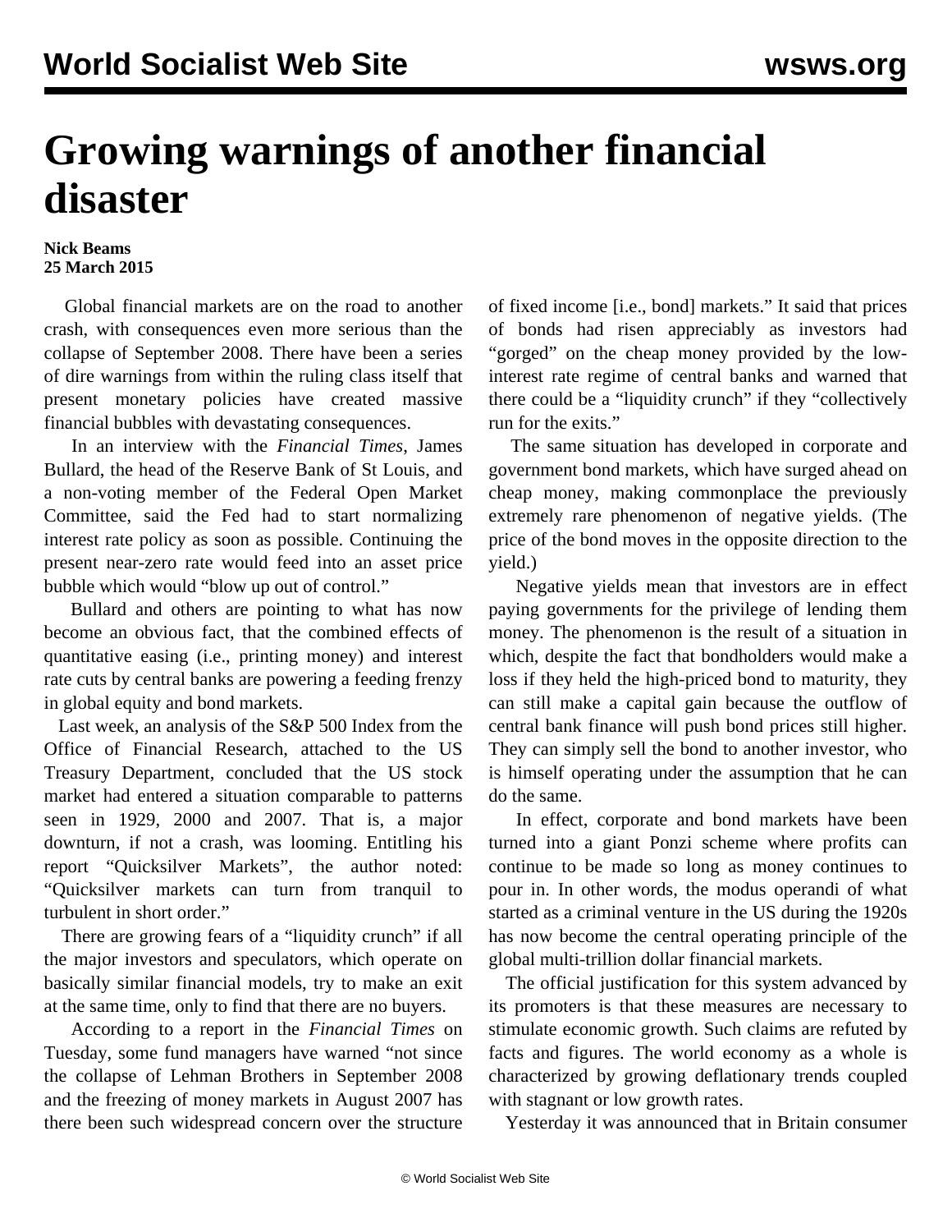# Growing warnings of another financial disaster

**Nick Beams**
**25 March 2015**

Global financial markets are on the road to another crash, with consequences even more serious than the collapse of September 2008. There have been a series of dire warnings from within the ruling class itself that present monetary policies have created massive financial bubbles with devastating consequences.

In an interview with the *Financial Times*, James Bullard, the head of the Reserve Bank of St Louis, and a non-voting member of the Federal Open Market Committee, said the Fed had to start normalizing interest rate policy as soon as possible. Continuing the present near-zero rate would feed into an asset price bubble which would "blow up out of control."

Bullard and others are pointing to what has now become an obvious fact, that the combined effects of quantitative easing (i.e., printing money) and interest rate cuts by central banks are powering a feeding frenzy in global equity and bond markets.

Last week, an analysis of the S&P 500 Index from the Office of Financial Research, attached to the US Treasury Department, concluded that the US stock market had entered a situation comparable to patterns seen in 1929, 2000 and 2007. That is, a major downturn, if not a crash, was looming. Entitling his report "Quicksilver Markets", the author noted: "Quicksilver markets can turn from tranquil to turbulent in short order."

There are growing fears of a "liquidity crunch" if all the major investors and speculators, which operate on basically similar financial models, try to make an exit at the same time, only to find that there are no buyers.

According to a report in the *Financial Times* on Tuesday, some fund managers have warned "not since the collapse of Lehman Brothers in September 2008 and the freezing of money markets in August 2007 has there been such widespread concern over the structure of fixed income [i.e., bond] markets." It said that prices of bonds had risen appreciably as investors had "gorged" on the cheap money provided by the low-interest rate regime of central banks and warned that there could be a "liquidity crunch" if they "collectively run for the exits."

The same situation has developed in corporate and government bond markets, which have surged ahead on cheap money, making commonplace the previously extremely rare phenomenon of negative yields. (The price of the bond moves in the opposite direction to the yield.)

Negative yields mean that investors are in effect paying governments for the privilege of lending them money. The phenomenon is the result of a situation in which, despite the fact that bondholders would make a loss if they held the high-priced bond to maturity, they can still make a capital gain because the outflow of central bank finance will push bond prices still higher. They can simply sell the bond to another investor, who is himself operating under the assumption that he can do the same.

In effect, corporate and bond markets have been turned into a giant Ponzi scheme where profits can continue to be made so long as money continues to pour in. In other words, the modus operandi of what started as a criminal venture in the US during the 1920s has now become the central operating principle of the global multi-trillion dollar financial markets.

The official justification for this system advanced by its promoters is that these measures are necessary to stimulate economic growth. Such claims are refuted by facts and figures. The world economy as a whole is characterized by growing deflationary trends coupled with stagnant or low growth rates.

Yesterday it was announced that in Britain consumer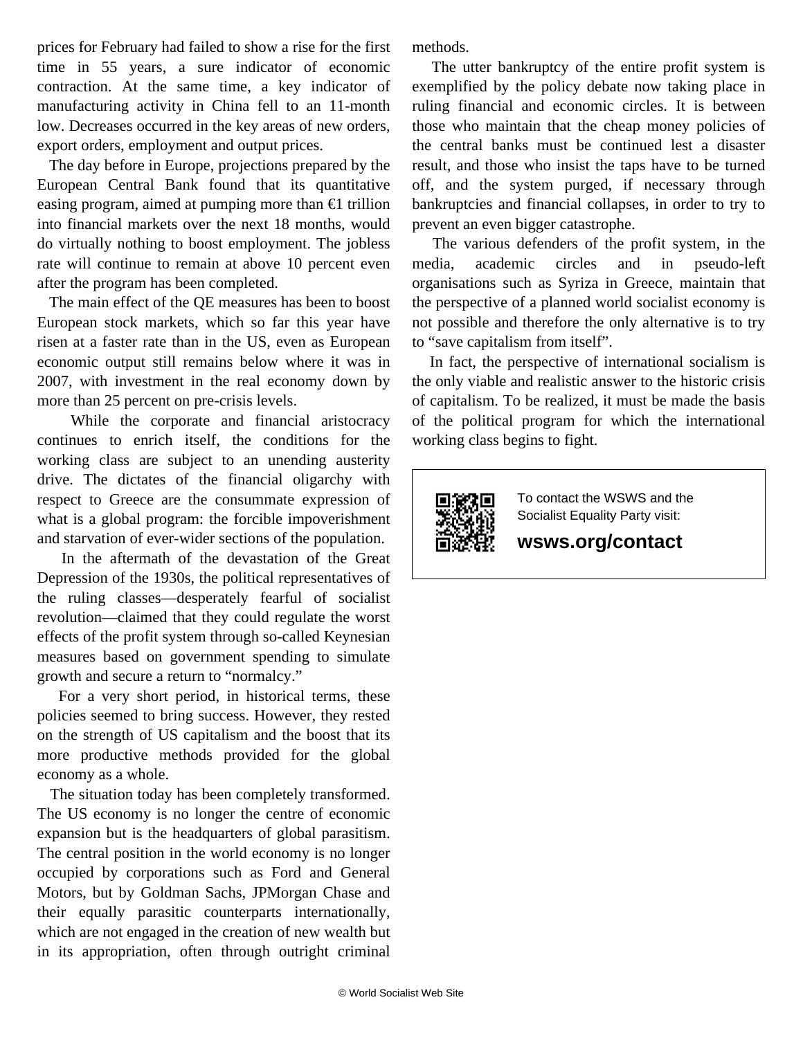prices for February had failed to show a rise for the first time in 55 years, a sure indicator of economic contraction. At the same time, a key indicator of manufacturing activity in China fell to an 11-month low. Decreases occurred in the key areas of new orders, export orders, employment and output prices.

The day before in Europe, projections prepared by the European Central Bank found that its quantitative easing program, aimed at pumping more than €1 trillion into financial markets over the next 18 months, would do virtually nothing to boost employment. The jobless rate will continue to remain at above 10 percent even after the program has been completed.

The main effect of the QE measures has been to boost European stock markets, which so far this year have risen at a faster rate than in the US, even as European economic output still remains below where it was in 2007, with investment in the real economy down by more than 25 percent on pre-crisis levels.

While the corporate and financial aristocracy continues to enrich itself, the conditions for the working class are subject to an unending austerity drive. The dictates of the financial oligarchy with respect to Greece are the consummate expression of what is a global program: the forcible impoverishment and starvation of ever-wider sections of the population.

In the aftermath of the devastation of the Great Depression of the 1930s, the political representatives of the ruling classes—desperately fearful of socialist revolution—claimed that they could regulate the worst effects of the profit system through so-called Keynesian measures based on government spending to simulate growth and secure a return to "normalcy."

For a very short period, in historical terms, these policies seemed to bring success. However, they rested on the strength of US capitalism and the boost that its more productive methods provided for the global economy as a whole.

The situation today has been completely transformed. The US economy is no longer the centre of economic expansion but is the headquarters of global parasitism. The central position in the world economy is no longer occupied by corporations such as Ford and General Motors, but by Goldman Sachs, JPMorgan Chase and their equally parasitic counterparts internationally, which are not engaged in the creation of new wealth but in its appropriation, often through outright criminal methods.

The utter bankruptcy of the entire profit system is exemplified by the policy debate now taking place in ruling financial and economic circles. It is between those who maintain that the cheap money policies of the central banks must be continued lest a disaster result, and those who insist the taps have to be turned off, and the system purged, if necessary through bankruptcies and financial collapses, in order to try to prevent an even bigger catastrophe.

The various defenders of the profit system, in the media, academic circles and in pseudo-left organisations such as Syriza in Greece, maintain that the perspective of a planned world socialist economy is not possible and therefore the only alternative is to try to "save capitalism from itself".

In fact, the perspective of international socialism is the only viable and realistic answer to the historic crisis of capitalism. To be realized, it must be made the basis of the political program for which the international working class begins to fight.

To contact the WSWS and the Socialist Equality Party visit:

**wsws.org/contact**